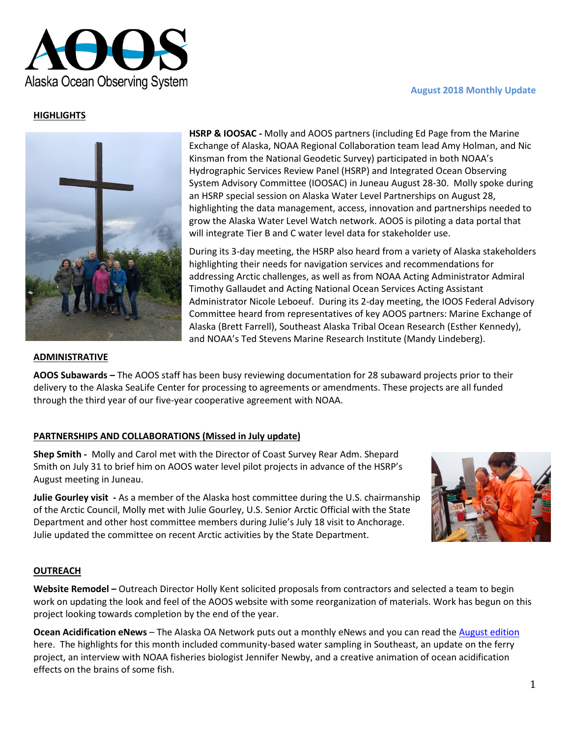AOOS
Alaska Ocean Observing System

**August 2018 Monthly Update**

## HIGHLIGHTS

**HSRP & IOOSAC -** Molly and AOOS partners (including Ed Page from the Marine Exchange of Alaska, NOAA Regional Collaboration team lead Amy Holman, and Nic Kinsman from the National Geodetic Survey) participated in both NOAA's Hydrographic Services Review Panel (HSRP) and Integrated Ocean Observing System Advisory Committee (IOOSAC) in Juneau August 28-30. Molly spoke during an HSRP special session on Alaska Water Level Partnerships on August 28, highlighting the data management, access, innovation and partnerships needed to grow the Alaska Water Level Watch network. AOOS is piloting a data portal that will integrate Tier B and C water level data for stakeholder use.

During its 3-day meeting, the HSRP also heard from a variety of Alaska stakeholders highlighting their needs for navigation services and recommendations for addressing Arctic challenges, as well as from NOAA Acting Administrator Admiral Timothy Gallaudet and Acting National Ocean Services Acting Assistant Administrator Nicole Leboeuf. During its 2-day meeting, the IOOS Federal Advisory Committee heard from representatives of key AOOS partners: Marine Exchange of Alaska (Brett Farrell), Southeast Alaska Tribal Ocean Research (Esther Kennedy), and NOAA's Ted Stevens Marine Research Institute (Mandy Lindeberg).

## ADMINISTRATIVE

**AOOS Subawards –** The AOOS staff has been busy reviewing documentation for 28 subaward projects prior to their delivery to the Alaska SeaLife Center for processing to agreements or amendments. These projects are all funded through the third year of our five-year cooperative agreement with NOAA.

## PARTNERSHIPS AND COLLABORATIONS (Missed in July update)

**Shep Smith -** Molly and Carol met with the Director of Coast Survey Rear Adm. Shepard Smith on July 31 to brief him on AOOS water level pilot projects in advance of the HSRP's August meeting in Juneau.

**Julie Gourley visit -** As a member of the Alaska host committee during the U.S. chairmanship of the Arctic Council, Molly met with Julie Gourley, U.S. Senior Arctic Official with the State Department and other host committee members during Julie's July 18 visit to Anchorage. Julie updated the committee on recent Arctic activities by the State Department.

## OUTREACH

**Website Remodel –** Outreach Director Holly Kent solicited proposals from contractors and selected a team to begin work on updating the look and feel of the AOOS website with some reorganization of materials. Work has begun on this project looking towards completion by the end of the year.

**Ocean Acidification eNews** – The Alaska OA Network puts out a monthly eNews and you can read the August edition here. The highlights for this month included community-based water sampling in Southeast, an update on the ferry project, an interview with NOAA fisheries biologist Jennifer Newby, and a creative animation of ocean acidification effects on the brains of some fish.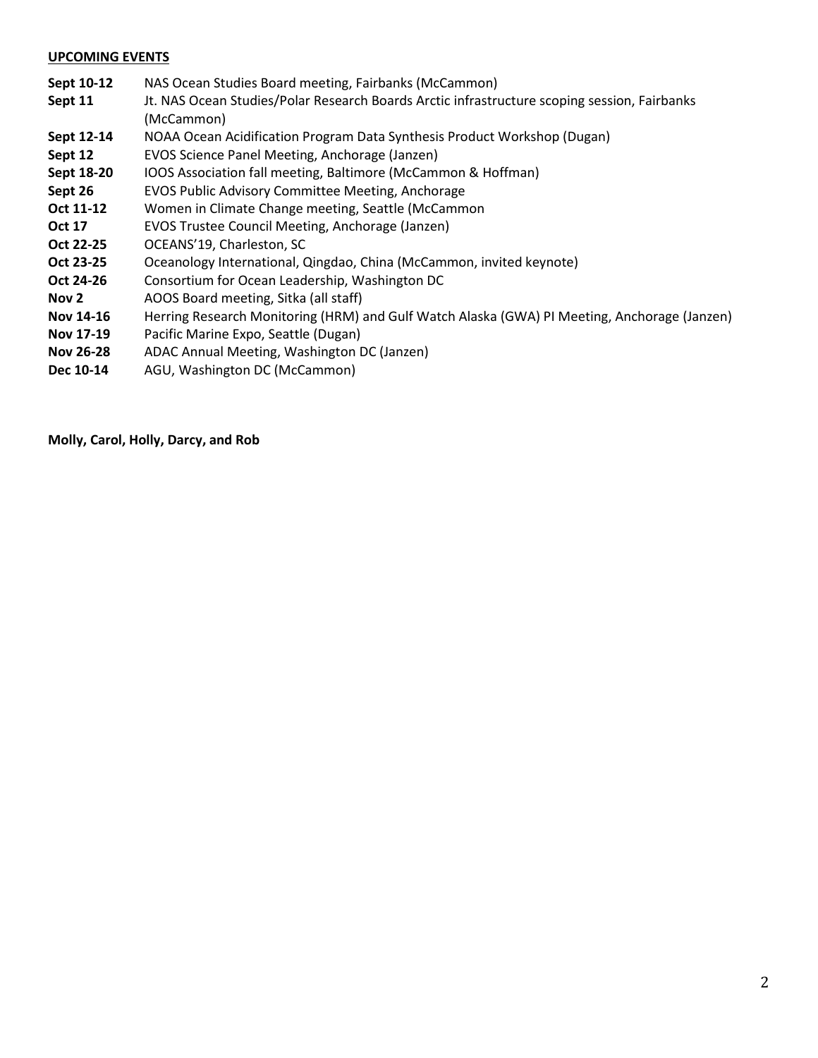**UPCOMING EVENTS**

| | |
|---|---|
| **Sept 10-12** | NAS Ocean Studies Board meeting, Fairbanks (McCammon) |
| **Sept 11** | Jt. NAS Ocean Studies/Polar Research Boards Arctic infrastructure scoping session, Fairbanks (McCammon) |
| **Sept 12-14** | NOAA Ocean Acidification Program Data Synthesis Product Workshop (Dugan) |
| **Sept 12** | EVOS Science Panel Meeting, Anchorage (Janzen) |
| **Sept 18-20** | IOOS Association fall meeting, Baltimore (McCammon & Hoffman) |
| **Sept 26** | EVOS Public Advisory Committee Meeting, Anchorage |
| **Oct 11-12** | Women in Climate Change meeting, Seattle (McCammon |
| **Oct 17** | EVOS Trustee Council Meeting, Anchorage (Janzen) |
| **Oct 22-25** | OCEANS'19, Charleston, SC |
| **Oct 23-25** | Oceanology International, Qingdao, China (McCammon, invited keynote) |
| **Oct 24-26** | Consortium for Ocean Leadership, Washington DC |
| **Nov 2** | AOOS Board meeting, Sitka (all staff) |
| **Nov 14-16** | Herring Research Monitoring (HRM) and Gulf Watch Alaska (GWA) PI Meeting, Anchorage (Janzen) |
| **Nov 17-19** | Pacific Marine Expo, Seattle (Dugan) |
| **Nov 26-28** | ADAC Annual Meeting, Washington DC (Janzen) |
| **Dec 10-14** | AGU, Washington DC (McCammon) |

**Molly, Carol, Holly, Darcy, and Rob**